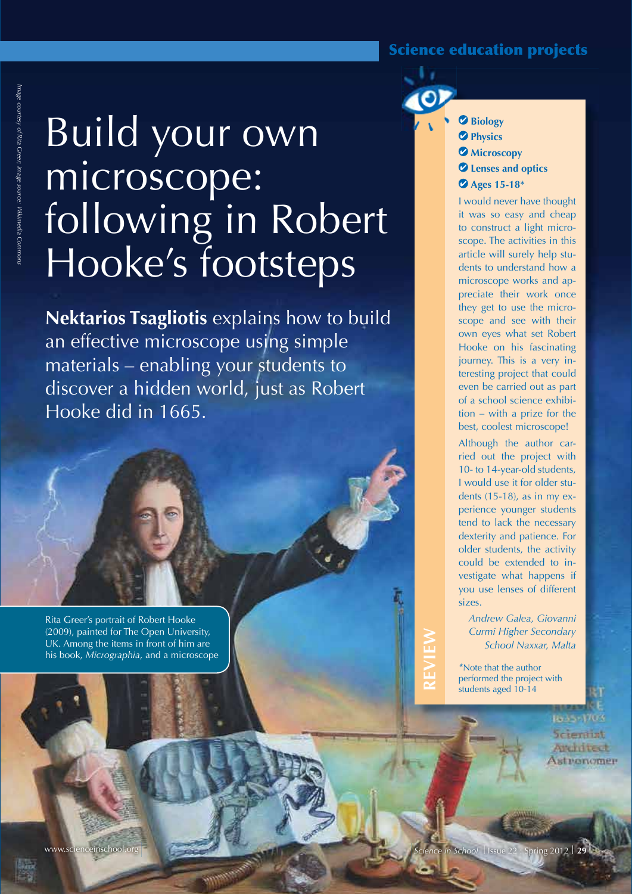Science education projects

*Image courtesy of Rita Greer; image source: Wikimedia Commons*

# Build your own microscope: following in Robert Hooke's footsteps

**Nektarios Tsagliotis** explains how to build an effective microscope using simple materials – enabling your students to discover a hidden world, just as Robert Hooke did in 1665.

Rita Greer's portrait of Robert Hooke (2009), painted for The Open University, UK. Among the items in front of him are his book, *Micrographia*, and a microscope

**REVIEW**

- **Biology**
- **Physics**
- **Microscopy**
- **Lenses and optics**
- **Ages 15-18***

I would never have thought it was so easy and cheap to construct a light microscope. The activities in this article will surely help students to understand how a microscope works and appreciate their work once they get to use the microscope and see with their own eyes what set Robert Hooke on his fascinating journey. This is a very interesting project that could even be carried out as part of a school science exhibition – with a prize for the best, coolest microscope!

Although the author carried out the project with 10- to 14-year-old students, I would use it for older students (15-18), as in my experience younger students tend to lack the necessary dexterity and patience. For older students, the activity could be extended to investigate what happens if you use lenses of different sizes.

*Andrew Galea, Giovanni Curmi Higher Secondary School Naxxar, Malta*

*Note that the author performed the project with students aged 10-14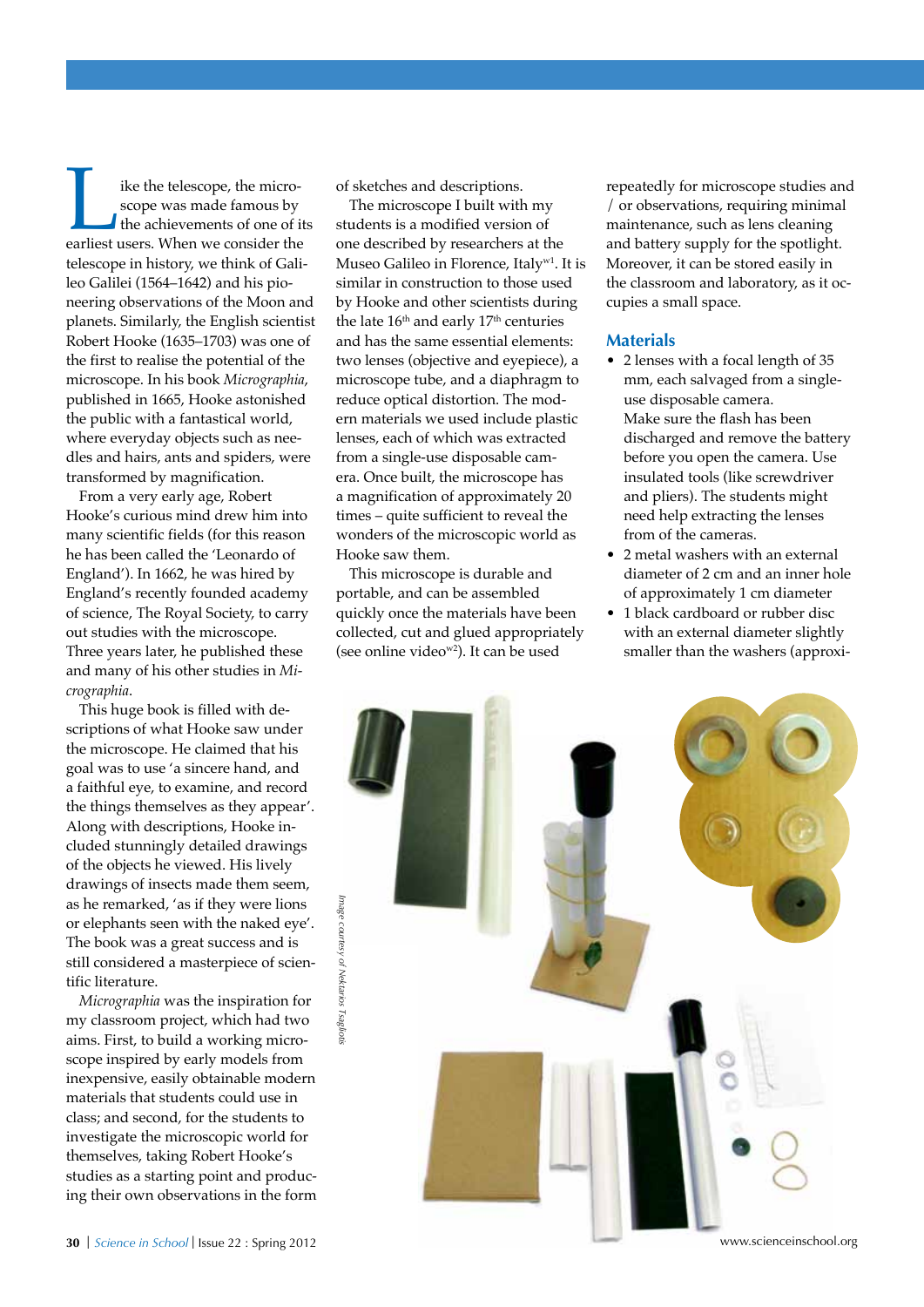Like the telescope, the microscope was made famous by the achievements of one of its earliest users. When we consider the telescope in history, we think of Galileo Galilei (1564–1642) and his pioneering observations of the Moon and planets. Similarly, the English scientist Robert Hooke (1635–1703) was one of the first to realise the potential of the microscope. In his book *Micrographia*, published in 1665, Hooke astonished the public with a fantastical world, where everyday objects such as needles and hairs, ants and spiders, were transformed by magnification.

From a very early age, Robert Hooke's curious mind drew him into many scientific fields (for this reason he has been called the 'Leonardo of England'). In 1662, he was hired by England's recently founded academy of science, The Royal Society, to carry out studies with the microscope. Three years later, he published these and many of his other studies in *Micrographia*.

This huge book is filled with descriptions of what Hooke saw under the microscope. He claimed that his goal was to use 'a sincere hand, and a faithful eye, to examine, and record the things themselves as they appear'. Along with descriptions, Hooke included stunningly detailed drawings of the objects he viewed. His lively drawings of insects made them seem, as he remarked, 'as if they were lions or elephants seen with the naked eye'. The book was a great success and is still considered a masterpiece of scientific literature.

*Micrographia* was the inspiration for my classroom project, which had two aims. First, to build a working microscope inspired by early models from inexpensive, easily obtainable modern materials that students could use in class; and second, for the students to investigate the microscopic world for themselves, taking Robert Hooke's studies as a starting point and producing their own observations in the form of sketches and descriptions.

The microscope I built with my students is a modified version of one described by researchers at the Museo Galileo in Florence, Italy[w1]. It is similar in construction to those used by Hooke and other scientists during the late 16th and early 17th centuries and has the same essential elements: two lenses (objective and eyepiece), a microscope tube, and a diaphragm to reduce optical distortion. The modern materials we used include plastic lenses, each of which was extracted from a single-use disposable camera. Once built, the microscope has a magnification of approximately 20 times – quite sufficient to reveal the wonders of the microscopic world as Hooke saw them.

This microscope is durable and portable, and can be assembled quickly once the materials have been collected, cut and glued appropriately (see online video[w2]). It can be used repeatedly for microscope studies and / or observations, requiring minimal maintenance, such as lens cleaning and battery supply for the spotlight. Moreover, it can be stored easily in the classroom and laboratory, as it occupies a small space.

## Materials

- 2 lenses with a focal length of 35 mm, each salvaged from a single-use disposable camera.
  Make sure the flash has been discharged and remove the battery before you open the camera. Use insulated tools (like screwdriver and pliers). The students might need help extracting the lenses from of the cameras.
- 2 metal washers with an external diameter of 2 cm and an inner hole of approximately 1 cm diameter
- 1 black cardboard or rubber disc with an external diameter slightly smaller than the washers (approxi-

Image courtesy of Nektarios Tsagliotis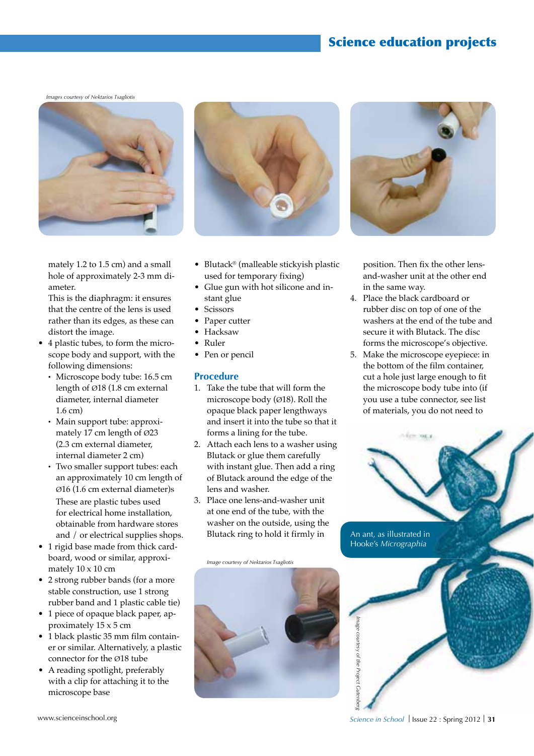Images courtesy of Nektarios Tsagliotis

mately 1.2 to 1.5 cm) and a small hole of approximately 2-3 mm diameter.
This is the diaphragm: it ensures that the centre of the lens is used rather than its edges, as these can distort the image.

- 4 plastic tubes, to form the microscope body and support, with the following dimensions:
  - Microscope body tube: 16.5 cm length of Ø18 (1.8 cm external diameter, internal diameter 1.6 cm)
  - Main support tube: approximately 17 cm length of Ø23 (2.3 cm external diameter, internal diameter 2 cm)
  - Two smaller support tubes: each an approximately 10 cm length of Ø16 (1.6 cm external diameter)s

  These are plastic tubes used for electrical home installation, obtainable from hardware stores and / or electrical supplies shops.
- 1 rigid base made from thick cardboard, wood or similar, approximately 10 x 10 cm
- 2 strong rubber bands (for a more stable construction, use 1 strong rubber band and 1 plastic cable tie)
- 1 piece of opaque black paper, approximately 15 x 5 cm
- 1 black plastic 35 mm film container or similar. Alternatively, a plastic connector for the Ø18 tube
- A reading spotlight, preferably with a clip for attaching it to the microscope base
- Blutack® (malleable stickyish plastic used for temporary fixing)
- Glue gun with hot silicone and instant glue
- Scissors
- Paper cutter
- Hacksaw
- Ruler
- Pen or pencil

## Procedure

1. Take the tube that will form the microscope body (Ø18). Roll the opaque black paper lengthways and insert it into the tube so that it forms a lining for the tube.
2. Attach each lens to a washer using Blutack or glue them carefully with instant glue. Then add a ring of Blutack around the edge of the lens and washer.
3. Place one lens-and-washer unit at one end of the tube, with the washer on the outside, using the Blutack ring to hold it firmly in position. Then fix the other lens-and-washer unit at the other end in the same way.
4. Place the black cardboard or rubber disc on top of one of the washers at the end of the tube and secure it with Blutack. The disc forms the microscope's objective.
5. Make the microscope eyepiece: in the bottom of the film container, cut a hole just large enough to fit the microscope body tube into (if you use a tube connector, see list of materials, you do not need to

Image courtesy of Nektarios Tsagliotis

An ant, as illustrated in Hooke's *Micrographia*

Image courtesy of the Project Gutenberg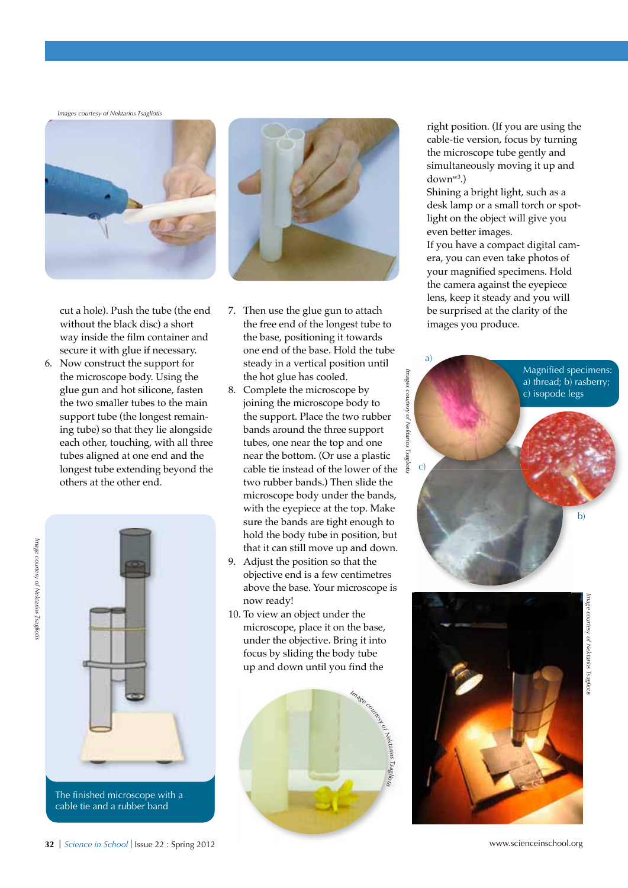Images courtesy of Nektarios Tsagliotis

cut a hole). Push the tube (the end without the black disc) a short way inside the film container and secure it with glue if necessary.

6. Now construct the support for the microscope body. Using the glue gun and hot silicone, fasten the two smaller tubes to the main support tube (the longest remaining tube) so that they lie alongside each other, touching, with all three tubes aligned at one end and the longest tube extending beyond the others at the other end.

Image courtesy of Nektarios Tsagliotis

The finished microscope with a cable tie and a rubber band

7. Then use the glue gun to attach the free end of the longest tube to the base, positioning it towards one end of the base. Hold the tube steady in a vertical position until the hot glue has cooled.
8. Complete the microscope by joining the microscope body to the support. Place the two rubber bands around the three support tubes, one near the top and one near the bottom. (Or use a plastic cable tie instead of the lower of the two rubber bands.) Then slide the microscope body under the bands, with the eyepiece at the top. Make sure the bands are tight enough to hold the body tube in position, but that it can still move up and down.
9. Adjust the position so that the objective end is a few centimetres above the base. Your microscope is now ready!
10. To view an object under the microscope, place it on the base, under the objective. Bring it into focus by sliding the body tube up and down until you find the right position. (If you are using the cable-tie version, focus by turning the microscope tube gently and simultaneously moving it up and down[w3].)

Image courtesy of Nektarios Tsagliotis

Shining a bright light, such as a desk lamp or a small torch or spotlight on the object will give you even better images.

If you have a compact digital camera, you can even take photos of your magnified specimens. Hold the camera against the eyepiece lens, keep it steady and you will be surprised at the clarity of the images you produce.

Images courtesy of Nektarios Tsagliotis

Magnified specimens: a) thread; b) rasberry; c) isopode legs

Image courtesy of Nektarios Tsagliotis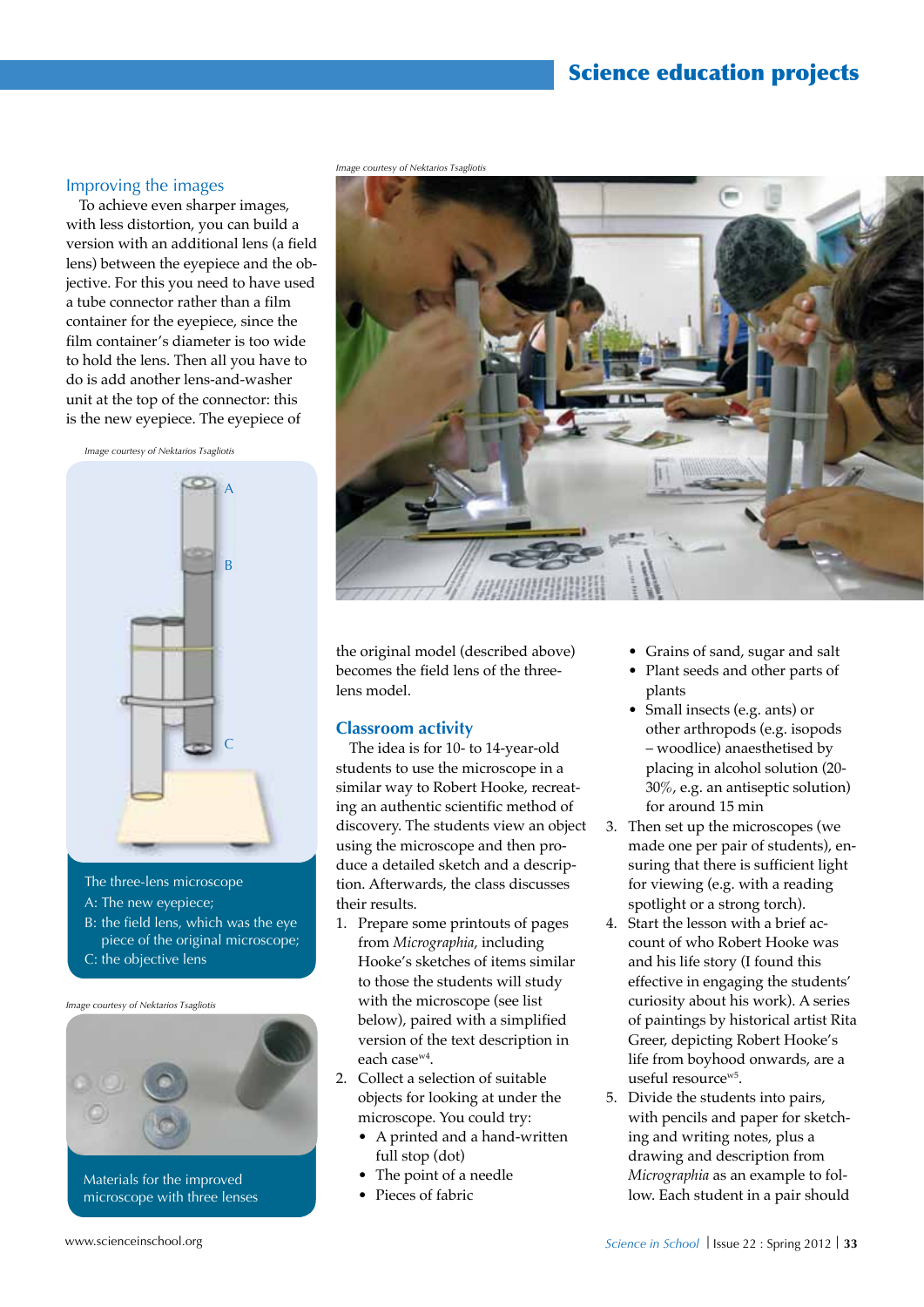## Improving the images

To achieve even sharper images, with less distortion, you can build a version with an additional lens (a field lens) between the eyepiece and the objective. For this you need to have used a tube connector rather than a film container for the eyepiece, since the film container's diameter is too wide to hold the lens. Then all you have to do is add another lens-and-washer unit at the top of the connector: this is the new eyepiece. The eyepiece of the original model (described above) becomes the field lens of the three-lens model.

*Image courtesy of Nektarios Tsagliotis*

The three-lens microscope
A: The new eyepiece;
B: the field lens, which was the eye piece of the original microscope;
C: the objective lens

*Image courtesy of Nektarios Tsagliotis*

Materials for the improved microscope with three lenses

*Image courtesy of Nektarios Tsagliotis*

## Classroom activity

The idea is for 10- to 14-year-old students to use the microscope in a similar way to Robert Hooke, recreating an authentic scientific method of discovery. The students view an object using the microscope and then produce a detailed sketch and a description. Afterwards, the class discusses their results.

1. Prepare some printouts of pages from *Micrographia*, including Hooke's sketches of items similar to those the students will study with the microscope (see list below), paired with a simplified version of the text description in each case[w4].
2. Collect a selection of suitable objects for looking at under the microscope. You could try:
   - A printed and a hand-written full stop (dot)
   - The point of a needle
   - Pieces of fabric
   - Grains of sand, sugar and salt
   - Plant seeds and other parts of plants
   - Small insects (e.g. ants) or other arthropods (e.g. isopods – woodlice) anaesthetised by placing in alcohol solution (20-30%, e.g. an antiseptic solution) for around 15 min
3. Then set up the microscopes (we made one per pair of students), ensuring that there is sufficient light for viewing (e.g. with a reading spotlight or a strong torch).
4. Start the lesson with a brief account of who Robert Hooke was and his life story (I found this effective in engaging the students' curiosity about his work). A series of paintings by historical artist Rita Greer, depicting Robert Hooke's life from boyhood onwards, are a useful resource[w5].
5. Divide the students into pairs, with pencils and paper for sketching and writing notes, plus a drawing and description from *Micrographia* as an example to follow. Each student in a pair should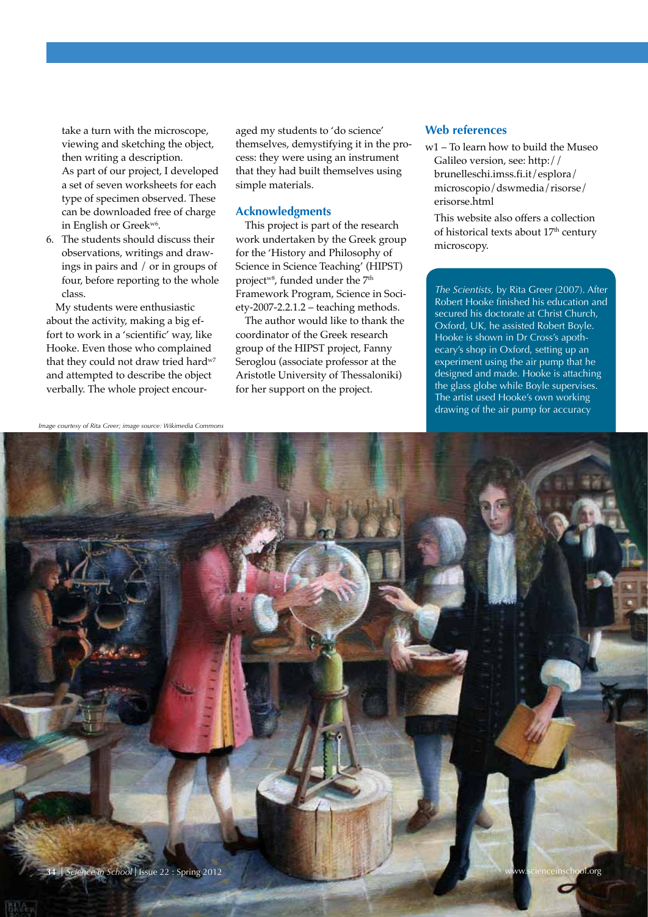take a turn with the microscope, viewing and sketching the object, then writing a description.

As part of our project, I developed a set of seven worksheets for each type of specimen observed. These can be downloaded free of charge in English or Greek[w6].

6. The students should discuss their observations, writings and drawings in pairs and / or in groups of four, before reporting to the whole class.

My students were enthusiastic about the activity, making a big effort to work in a 'scientific' way, like Hooke. Even those who complained that they could not draw tried hard[w7] and attempted to describe the object verbally. The whole project encouraged my students to 'do science' themselves, demystifying it in the process: they were using an instrument that they had built themselves using simple materials.

## Acknowledgments

This project is part of the research work undertaken by the Greek group for the 'History and Philosophy of Science in Science Teaching' (HIPST) project[w8], funded under the 7th Framework Program, Science in Society-2007-2.2.1.2 – teaching methods.

The author would like to thank the coordinator of the Greek research group of the HIPST project, Fanny Seroglou (associate professor at the Aristotle University of Thessaloniki) for her support on the project.

## Web references

w1 – To learn how to build the Museo Galileo version, see: http://brunelleschi.imss.fi.it/esplora/microscopio/dswmedia/risorse/erisorse.html

This website also offers a collection of historical texts about 17th century microscopy.

*The Scientists*, by Rita Greer (2007). After Robert Hooke finished his education and secured his doctorate at Christ Church, Oxford, UK, he assisted Robert Boyle. Hooke is shown in Dr Cross's apothecary's shop in Oxford, setting up an experiment using the air pump that he designed and made. Hooke is attaching the glass globe while Boyle supervises. The artist used Hooke's own working drawing of the air pump for accuracy

Image courtesy of Rita Greer; image source: Wikimedia Commons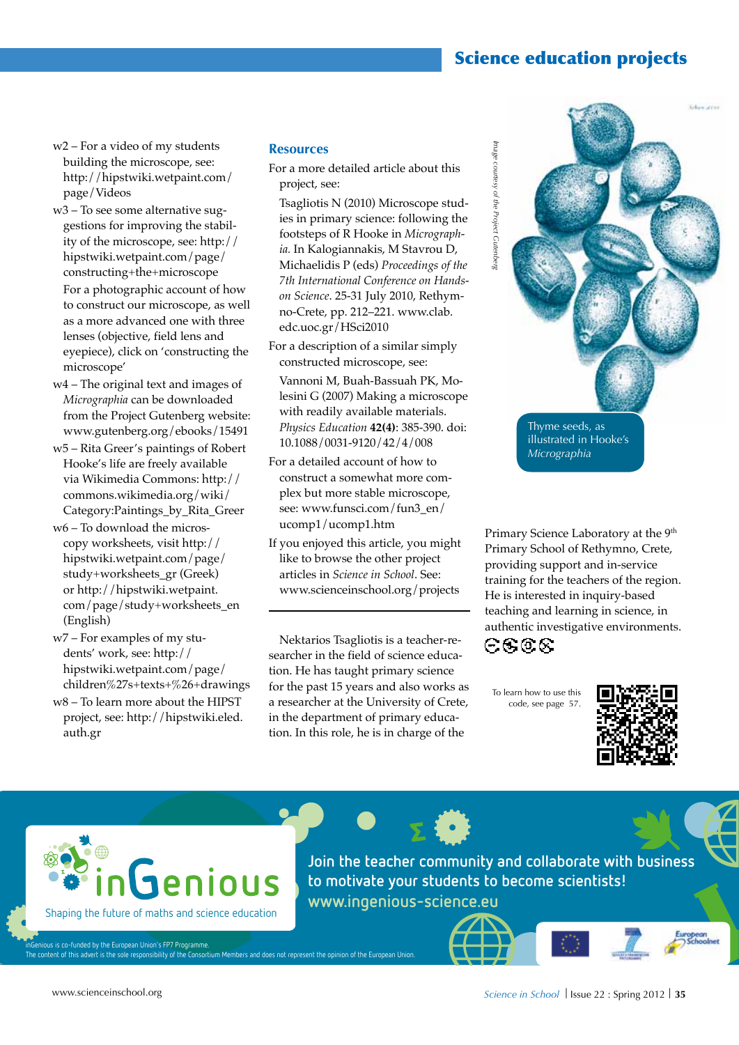w2 – For a video of my students building the microscope, see: http://hipstwiki.wetpaint.com/page/Videos

w3 – To see some alternative suggestions for improving the stability of the microscope, see: http://hipstwiki.wetpaint.com/page/constructing+the+microscope

For a photographic account of how to construct our microscope, as well as a more advanced one with three lenses (objective, field lens and eyepiece), click on 'constructing the microscope'

w4 – The original text and images of *Micrographia* can be downloaded from the Project Gutenberg website: www.gutenberg.org/ebooks/15491

w5 – Rita Greer's paintings of Robert Hooke's life are freely available via Wikimedia Commons: http://commons.wikimedia.org/wiki/Category:Paintings_by_Rita_Greer

w6 – To download the microscopy worksheets, visit http://hipstwiki.wetpaint.com/page/study+worksheets_gr (Greek) or http://hipstwiki.wetpaint.com/page/study+worksheets_en (English)

w7 – For examples of my students' work, see: http://hipstwiki.wetpaint.com/page/children%27s+texts+%26+drawings

w8 – To learn more about the HIPST project, see: http://hipstwiki.eled.auth.gr

## Resources

For a more detailed article about this project, see:

Tsagliotis N (2010) Microscope studies in primary science: following the footsteps of R Hooke in *Micrographia*. In Kalogiannakis, M Stavrou D, Michaelidis P (eds) *Proceedings of the 7th International Conference on Hands-on Science*. 25-31 July 2010, Rethymno-Crete, pp. 212–221. www.clab.edc.uoc.gr/HSci2010

For a description of a similar simply constructed microscope, see:

Vannoni M, Buah-Bassuah PK, Molesini G (2007) Making a microscope with readily available materials. *Physics Education* **42(4)**: 385-390. doi: 10.1088/0031-9120/42/4/008

For a detailed account of how to construct a somewhat more complex but more stable microscope, see: www.funsci.com/fun3_en/ucomp1/ucomp1.htm

If you enjoyed this article, you might like to browse the other project articles in *Science in School*. See: www.scienceinschool.org/projects

---

Nektarios Tsagliotis is a teacher-researcher in the field of science education. He has taught primary science for the past 15 years and also works as a researcher at the University of Crete, in the department of primary education. In this role, he is in charge of the Primary Science Laboratory at the 9th Primary School of Rethymno, Crete, providing support and in-service training for the teachers of the region. He is interested in inquiry-based teaching and learning in science, in authentic investigative environments.

Image courtesy of the Project Gutenberg

Thyme seeds, as illustrated in Hooke's *Micrographia*

To learn how to use this code, see page 57.

inGenious

Shaping the future of maths and science education

Join the teacher community and collaborate with business to motivate your students to become scientists!
www.ingenious-science.eu

inGenious is co-funded by the European Union's FP7 Programme.
The content of this advert is the sole responsibility of the Consortium Members and does not represent the opinion of the European Union.